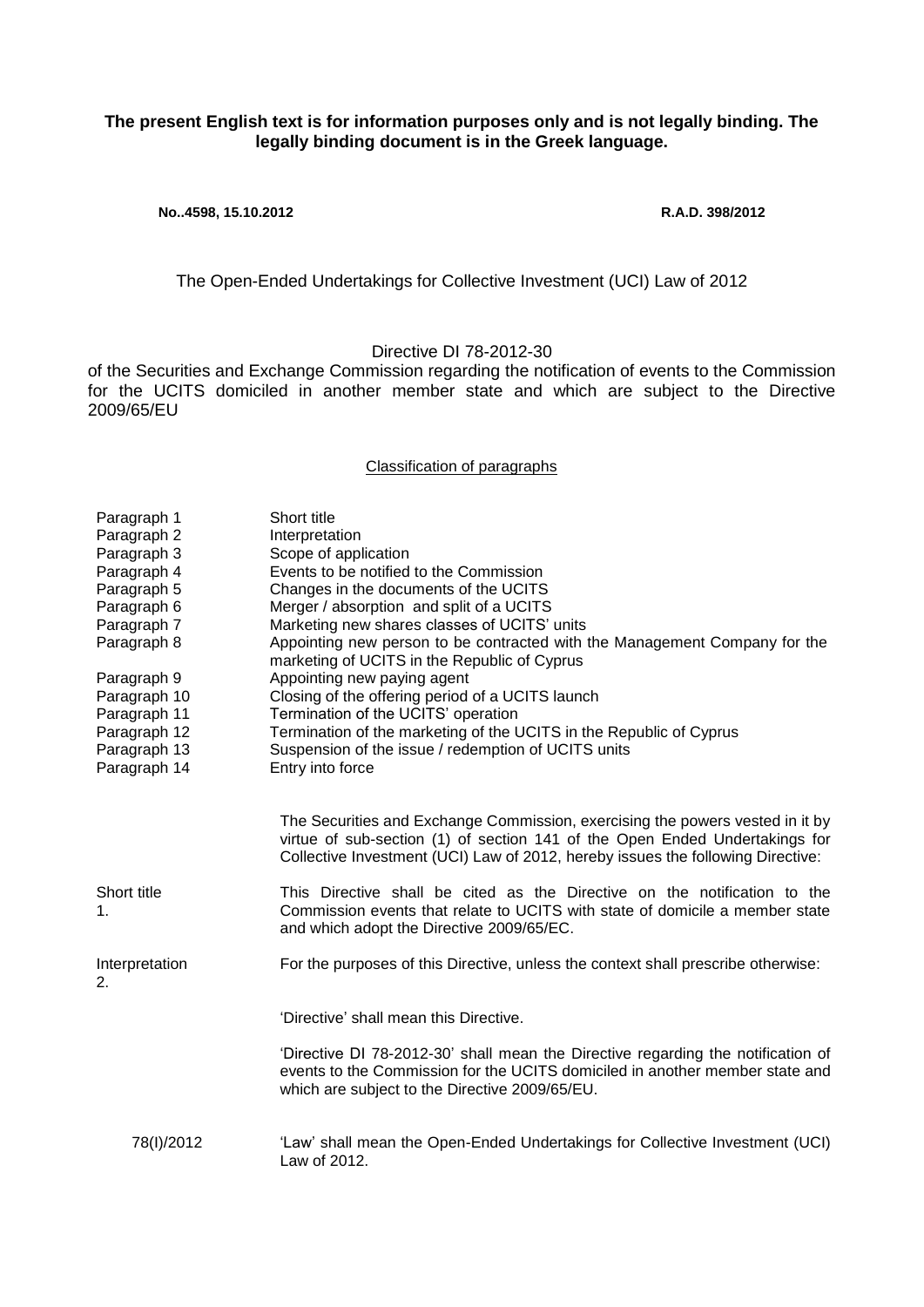**The present English text is for information purposes only and is not legally binding. The legally binding document is in the Greek language.**

**No..4598, 15.10.2012** **R.A.D. 398/2012**

The Open-Ended Undertakings for Collective Investment (UCI) Law of 2012

Directive DI 78-2012-30
of the Securities and Exchange Commission regarding the notification of events to the Commission for the UCITS domiciled in another member state and which are subject to the Directive 2009/65/EU

Classification of paragraphs

| | |
|---|---|
| Paragraph 1 | Short title |
| Paragraph 2 | Interpretation |
| Paragraph 3 | Scope of application |
| Paragraph 4 | Events to be notified to the Commission |
| Paragraph 5 | Changes in the documents of the UCITS |
| Paragraph 6 | Merger / absorption and split of a UCITS |
| Paragraph 7 | Marketing new shares classes of UCITS' units |
| Paragraph 8 | Appointing new person to be contracted with the Management Company for the marketing of UCITS in the Republic of Cyprus |
| Paragraph 9 | Appointing new paying agent |
| Paragraph 10 | Closing of the offering period of a UCITS launch |
| Paragraph 11 | Termination of the UCITS' operation |
| Paragraph 12 | Termination of the marketing of the UCITS in the Republic of Cyprus |
| Paragraph 13 | Suspension of the issue / redemption of UCITS units |
| Paragraph 14 | Entry into force |

The Securities and Exchange Commission, exercising the powers vested in it by virtue of sub-section (1) of section 141 of the Open Ended Undertakings for Collective Investment (UCI) Law of 2012, hereby issues the following Directive:

Short title
1.

This Directive shall be cited as the Directive on the notification to the Commission events that relate to UCITS with state of domicile a member state and which adopt the Directive 2009/65/EC.

Interpretation
2.

For the purposes of this Directive, unless the context shall prescribe otherwise:

'Directive' shall mean this Directive.

'Directive DI 78-2012-30' shall mean the Directive regarding the notification of events to the Commission for the UCITS domiciled in another member state and which are subject to the Directive 2009/65/EU.

78(I)/2012

'Law' shall mean the Open-Ended Undertakings for Collective Investment (UCI) Law of 2012.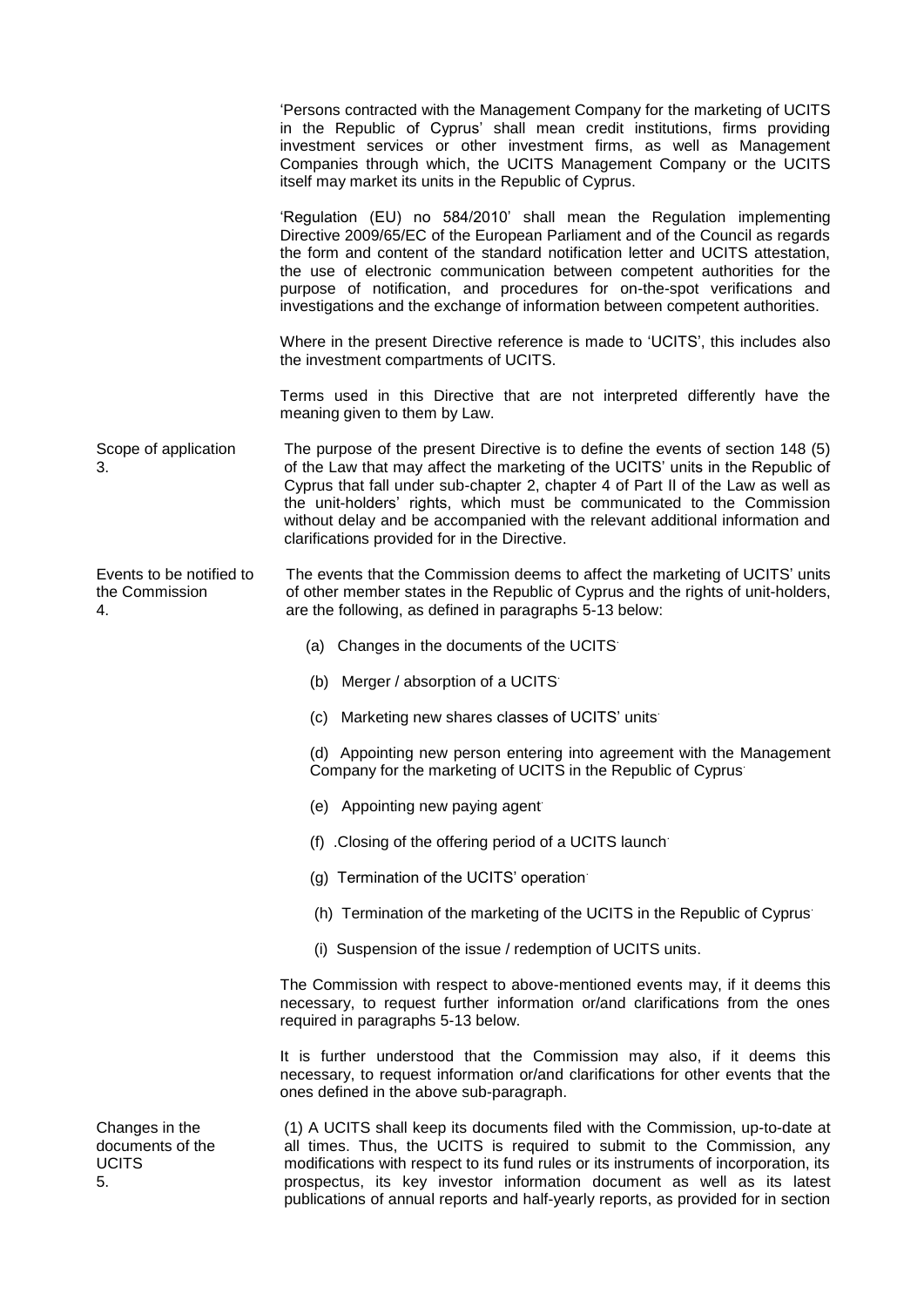'Persons contracted with the Management Company for the marketing of UCITS in the Republic of Cyprus' shall mean credit institutions, firms providing investment services or other investment firms, as well as Management Companies through which, the UCITS Management Company or the UCITS itself may market its units in the Republic of Cyprus.

'Regulation (EU) no 584/2010' shall mean the Regulation implementing Directive 2009/65/EC of the European Parliament and of the Council as regards the form and content of the standard notification letter and UCITS attestation, the use of electronic communication between competent authorities for the purpose of notification, and procedures for on-the-spot verifications and investigations and the exchange of information between competent authorities.

Where in the present Directive reference is made to 'UCITS', this includes also the investment compartments of UCITS.

Terms used in this Directive that are not interpreted differently have the meaning given to them by Law.

**Scope of application**
**3.**

The purpose of the present Directive is to define the events of section 148 (5) of the Law that may affect the marketing of the UCITS' units in the Republic of Cyprus that fall under sub-chapter 2, chapter 4 of Part II of the Law as well as the unit-holders' rights, which must be communicated to the Commission without delay and be accompanied with the relevant additional information and clarifications provided for in the Directive.

**Events to be notified to the Commission**
**4.**

The events that the Commission deems to affect the marketing of UCITS' units of other member states in the Republic of Cyprus and the rights of unit-holders, are the following, as defined in paragraphs 5-13 below:

(a) Changes in the documents of the UCITS·

(b) Merger / absorption of a UCITS·

(c) Marketing new shares classes of UCITS' units·

(d) Appointing new person entering into agreement with the Management Company for the marketing of UCITS in the Republic of Cyprus·

(e) Appointing new paying agent·

(f) .Closing of the offering period of a UCITS launch·

(g) Termination of the UCITS' operation·

(h) Termination of the marketing of the UCITS in the Republic of Cyprus·

(i) Suspension of the issue / redemption of UCITS units.

The Commission with respect to above-mentioned events may, if it deems this necessary, to request further information or/and clarifications from the ones required in paragraphs 5-13 below.

It is further understood that the Commission may also, if it deems this necessary, to request information or/and clarifications for other events that the ones defined in the above sub-paragraph.

**Changes in the documents of the UCITS**
**5.**

(1) A UCITS shall keep its documents filed with the Commission, up-to-date at all times. Thus, the UCITS is required to submit to the Commission, any modifications with respect to its fund rules or its instruments of incorporation, its prospectus, its key investor information document as well as its latest publications of annual reports and half-yearly reports, as provided for in section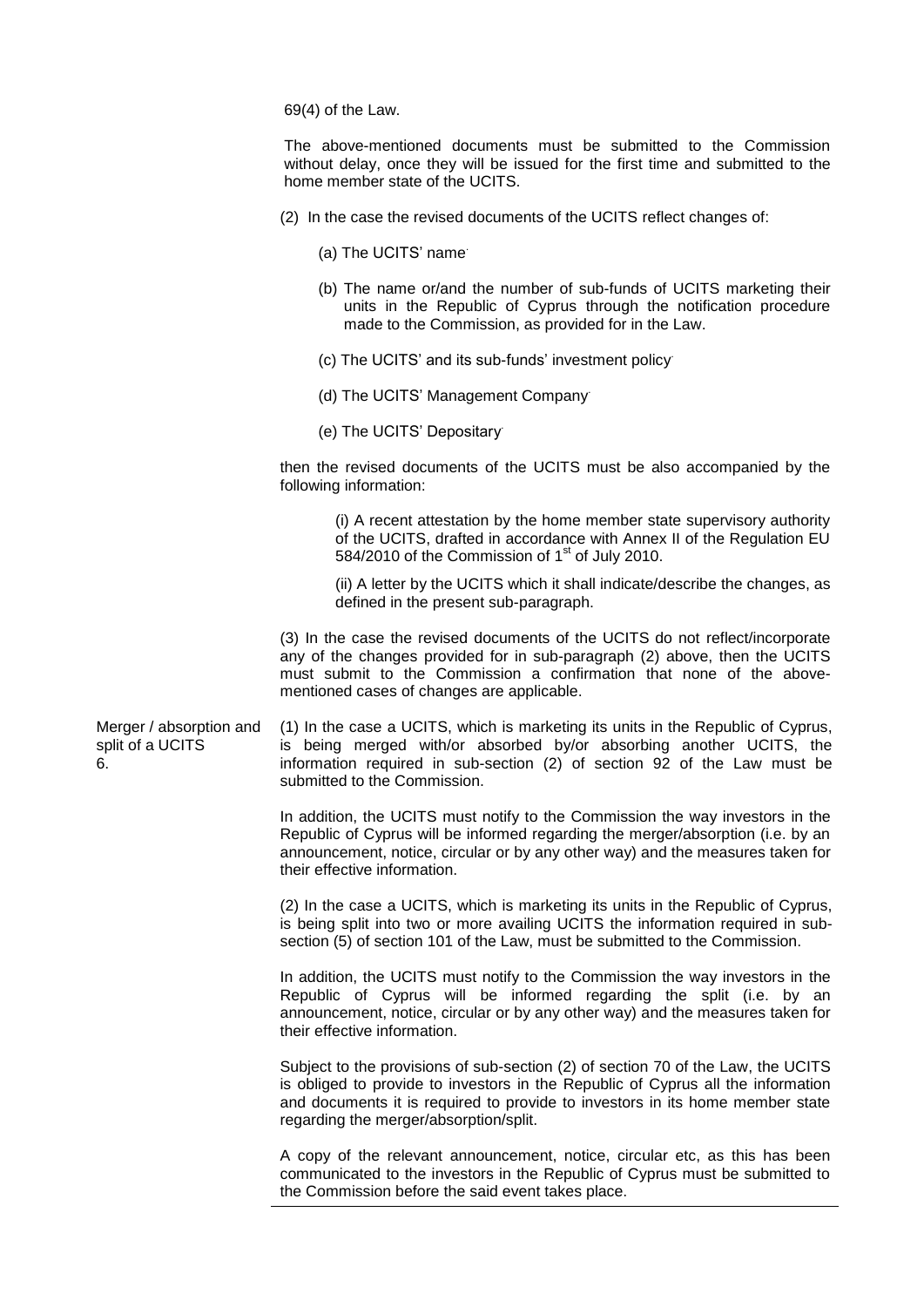69(4) of the Law.

The above-mentioned documents must be submitted to the Commission without delay, once they will be issued for the first time and submitted to the home member state of the UCITS.

(2) In the case the revised documents of the UCITS reflect changes of:

(a) The UCITS' name·

(b) The name or/and the number of sub-funds of UCITS marketing their units in the Republic of Cyprus through the notification procedure made to the Commission, as provided for in the Law.

(c) The UCITS' and its sub-funds' investment policy·

(d) The UCITS' Management Company·

(e) The UCITS' Depositary·

then the revised documents of the UCITS must be also accompanied by the following information:

(i) A recent attestation by the home member state supervisory authority of the UCITS, drafted in accordance with Annex II of the Regulation EU 584/2010 of the Commission of 1st of July 2010.

(ii) A letter by the UCITS which it shall indicate/describe the changes, as defined in the present sub-paragraph.

(3) In the case the revised documents of the UCITS do not reflect/incorporate any of the changes provided for in sub-paragraph (2) above, then the UCITS must submit to the Commission a confirmation that none of the above-mentioned cases of changes are applicable.

**Merger / absorption and split of a UCITS**
**6.**

(1) In the case a UCITS, which is marketing its units in the Republic of Cyprus, is being merged with/or absorbed by/or absorbing another UCITS, the information required in sub-section (2) of section 92 of the Law must be submitted to the Commission.

In addition, the UCITS must notify to the Commission the way investors in the Republic of Cyprus will be informed regarding the merger/absorption (i.e. by an announcement, notice, circular or by any other way) and the measures taken for their effective information.

(2) In the case a UCITS, which is marketing its units in the Republic of Cyprus, is being split into two or more availing UCITS the information required in sub-section (5) of section 101 of the Law, must be submitted to the Commission.

In addition, the UCITS must notify to the Commission the way investors in the Republic of Cyprus will be informed regarding the split (i.e. by an announcement, notice, circular or by any other way) and the measures taken for their effective information.

Subject to the provisions of sub-section (2) of section 70 of the Law, the UCITS is obliged to provide to investors in the Republic of Cyprus all the information and documents it is required to provide to investors in its home member state regarding the merger/absorption/split.

A copy of the relevant announcement, notice, circular etc, as this has been communicated to the investors in the Republic of Cyprus must be submitted to the Commission before the said event takes place.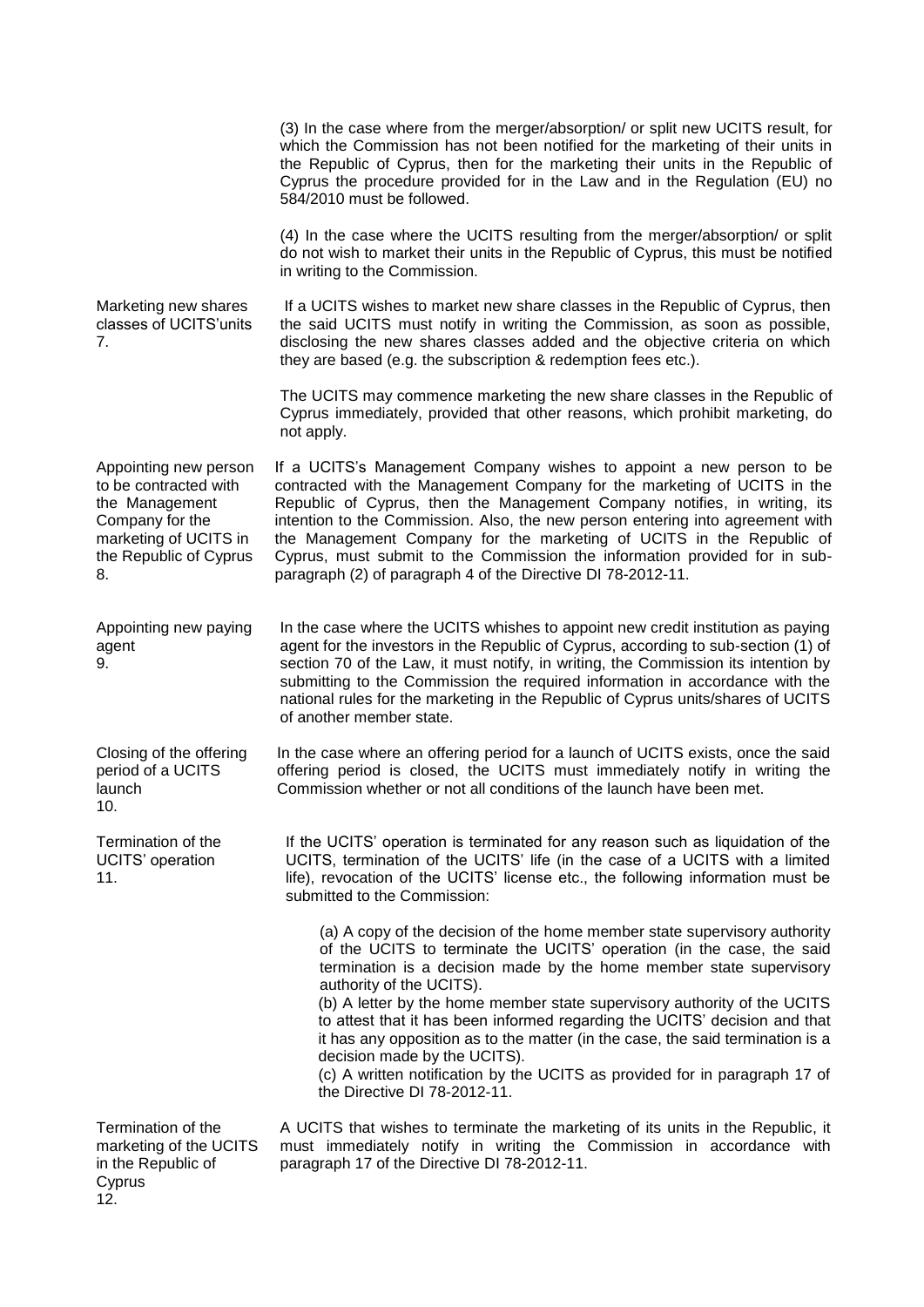(3) In the case where from the merger/absorption/ or split new UCITS result, for which the Commission has not been notified for the marketing of their units in the Republic of Cyprus, then for the marketing their units in the Republic of Cyprus the procedure provided for in the Law and in the Regulation (EU) no 584/2010 must be followed.

(4) In the case where the UCITS resulting from the merger/absorption/ or split do not wish to market their units in the Republic of Cyprus, this must be notified in writing to the Commission.

**Marketing new shares classes of UCITS'units**
**7.**

If a UCITS wishes to market new share classes in the Republic of Cyprus, then the said UCITS must notify in writing the Commission, as soon as possible, disclosing the new shares classes added and the objective criteria on which they are based (e.g. the subscription & redemption fees etc.).

The UCITS may commence marketing the new share classes in the Republic of Cyprus immediately, provided that other reasons, which prohibit marketing, do not apply.

**Appointing new person to be contracted with the Management Company for the marketing of UCITS in the Republic of Cyprus**
**8.**

If a UCITS's Management Company wishes to appoint a new person to be contracted with the Management Company for the marketing of UCITS in the Republic of Cyprus, then the Management Company notifies, in writing, its intention to the Commission. Also, the new person entering into agreement with the Management Company for the marketing of UCITS in the Republic of Cyprus, must submit to the Commission the information provided for in sub-paragraph (2) of paragraph 4 of the Directive DI 78-2012-11.

**Appointing new paying agent**
**9.**

In the case where the UCITS whishes to appoint new credit institution as paying agent for the investors in the Republic of Cyprus, according to sub-section (1) of section 70 of the Law, it must notify, in writing, the Commission its intention by submitting to the Commission the required information in accordance with the national rules for the marketing in the Republic of Cyprus units/shares of UCITS of another member state.

**Closing of the offering period of a UCITS launch**
**10.**

In the case where an offering period for a launch of UCITS exists, once the said offering period is closed, the UCITS must immediately notify in writing the Commission whether or not all conditions of the launch have been met.

**Termination of the UCITS' operation**
**11.**

If the UCITS' operation is terminated for any reason such as liquidation of the UCITS, termination of the UCITS' life (in the case of a UCITS with a limited life), revocation of the UCITS' license etc., the following information must be submitted to the Commission:

(a) A copy of the decision of the home member state supervisory authority of the UCITS to terminate the UCITS' operation (in the case, the said termination is a decision made by the home member state supervisory authority of the UCITS).
(b) A letter by the home member state supervisory authority of the UCITS to attest that it has been informed regarding the UCITS' decision and that it has any opposition as to the matter (in the case, the said termination is a decision made by the UCITS).
(c) A written notification by the UCITS as provided for in paragraph 17 of the Directive DI 78-2012-11.

**Termination of the marketing of the UCITS in the Republic of Cyprus**
**12.**

A UCITS that wishes to terminate the marketing of its units in the Republic, it must immediately notify in writing the Commission in accordance with paragraph 17 of the Directive DI 78-2012-11.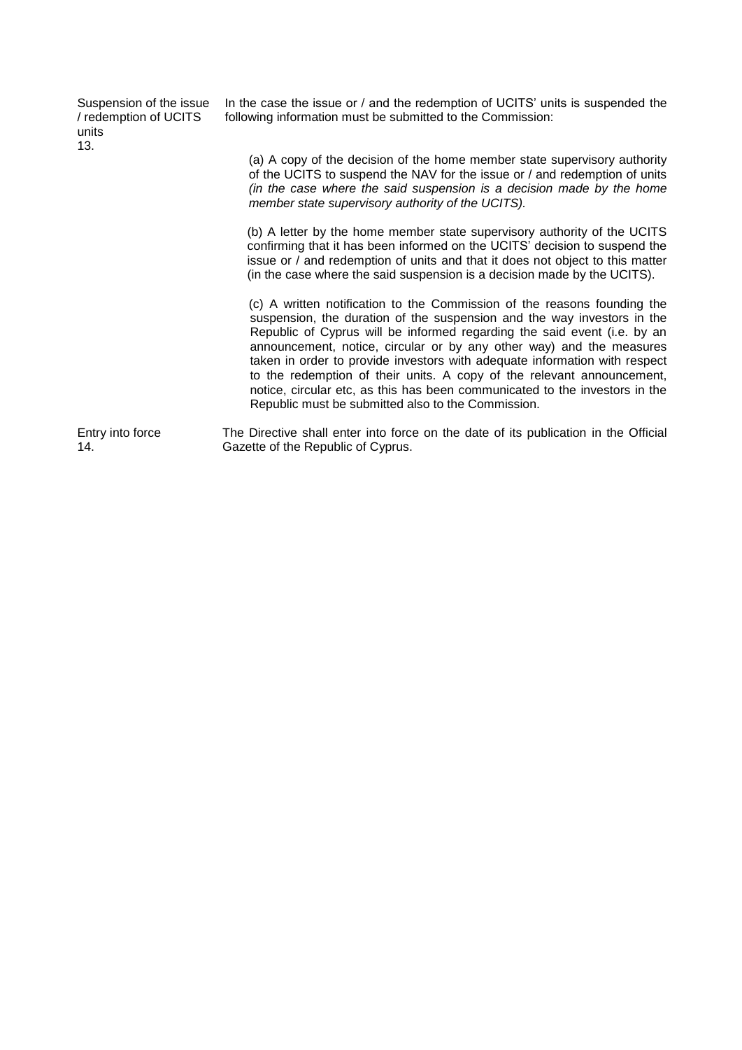**Suspension of the issue / redemption of UCITS units**
**13.**

In the case the issue or / and the redemption of UCITS' units is suspended the following information must be submitted to the Commission:

(a) A copy of the decision of the home member state supervisory authority of the UCITS to suspend the NAV for the issue or / and redemption of units *(in the case where the said suspension is a decision made by the home member state supervisory authority of the UCITS).*

(b) A letter by the home member state supervisory authority of the UCITS confirming that it has been informed on the UCITS' decision to suspend the issue or / and redemption of units and that it does not object to this matter (in the case where the said suspension is a decision made by the UCITS).

(c) A written notification to the Commission of the reasons founding the suspension, the duration of the suspension and the way investors in the Republic of Cyprus will be informed regarding the said event (i.e. by an announcement, notice, circular or by any other way) and the measures taken in order to provide investors with adequate information with respect to the redemption of their units. A copy of the relevant announcement, notice, circular etc, as this has been communicated to the investors in the Republic must be submitted also to the Commission.

**Entry into force**
**14.**

The Directive shall enter into force on the date of its publication in the Official Gazette of the Republic of Cyprus.